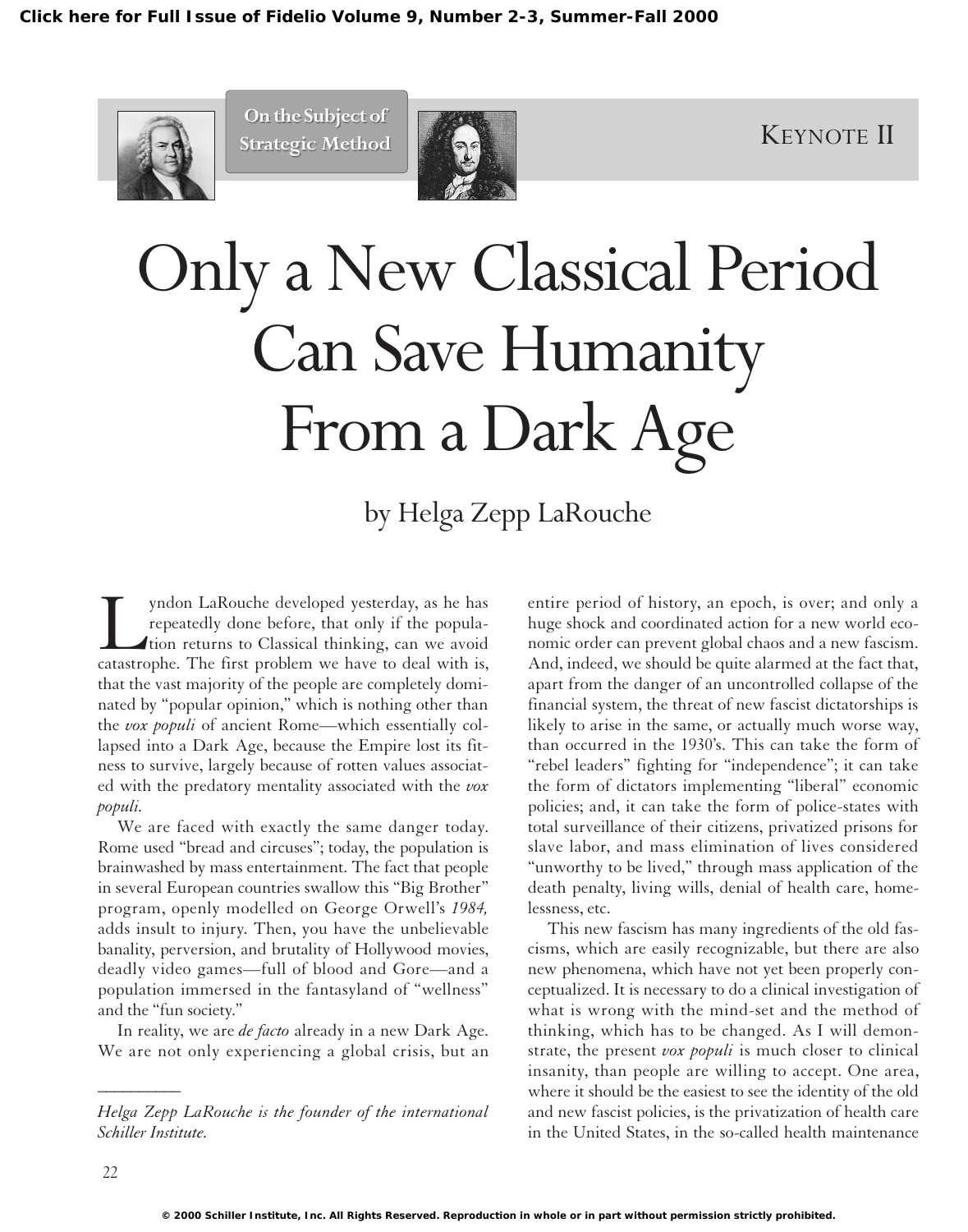On the Subject of Strategic Method

KEYNOTE II

# Only a New Classical Period Can Save Humanity From a Dark Age

by Helga Zepp LaRouche

Lyndon LaRouche developed yesterday, as he has repeatedly done before, that only if the population returns to Classical thinking, can we avoid catastrophe. The first problem we have to deal with is, that the vast majority of the people are completely dominated by "popular opinion," which is nothing other than the *vox populi* of ancient Rome—which essentially collapsed into a Dark Age, because the Empire lost its fitness to survive, largely because of rotten values associated with the predatory mentality associated with the *vox populi.*

We are faced with exactly the same danger today. Rome used "bread and circuses"; today, the population is brainwashed by mass entertainment. The fact that people in several European countries swallow this "Big Brother" program, openly modelled on George Orwell's *1984,* adds insult to injury. Then, you have the unbelievable banality, perversion, and brutality of Hollywood movies, deadly video games—full of blood and Gore—and a population immersed in the fantasyland of "wellness" and the "fun society."

In reality, we are *de facto* already in a new Dark Age. We are not only experiencing a global crisis, but an entire period of history, an epoch, is over; and only a huge shock and coordinated action for a new world economic order can prevent global chaos and a new fascism. And, indeed, we should be quite alarmed at the fact that, apart from the danger of an uncontrolled collapse of the financial system, the threat of new fascist dictatorships is likely to arise in the same, or actually much worse way, than occurred in the 1930's. This can take the form of "rebel leaders" fighting for "independence"; it can take the form of dictators implementing "liberal" economic policies; and, it can take the form of police-states with total surveillance of their citizens, privatized prisons for slave labor, and mass elimination of lives considered "unworthy to be lived," through mass application of the death penalty, living wills, denial of health care, homelessness, etc.

This new fascism has many ingredients of the old fascisms, which are easily recognizable, but there are also new phenomena, which have not yet been properly conceptualized. It is necessary to do a clinical investigation of what is wrong with the mind-set and the method of thinking, which has to be changed. As I will demonstrate, the present *vox populi* is much closer to clinical insanity, than people are willing to accept. One area, where it should be the easiest to see the identity of the old and new fascist policies, is the privatization of health care in the United States, in the so-called health maintenance

---

*Helga Zepp LaRouche is the founder of the international Schiller Institute.*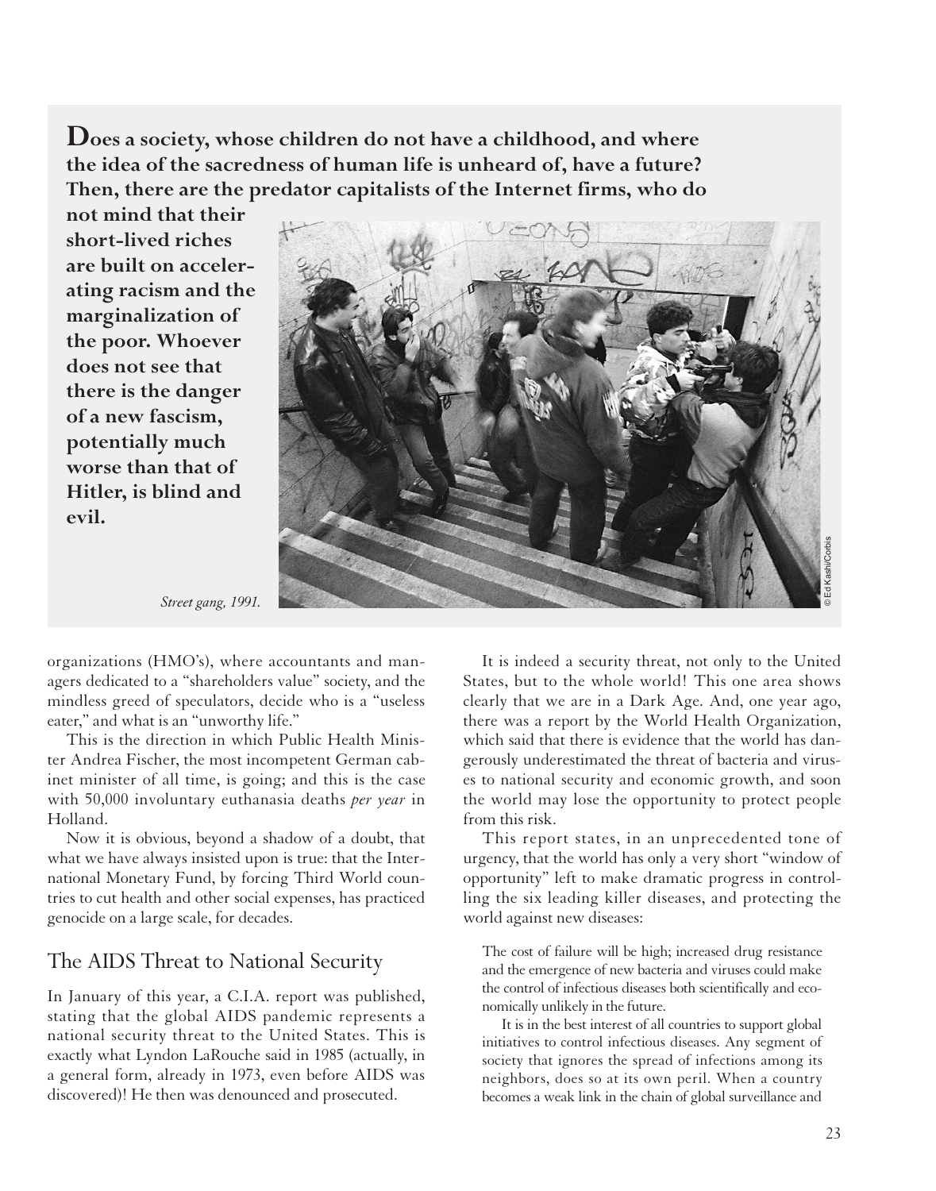**Does a society, whose children do not have a childhood, and where the idea of the sacredness of human life is unheard of, have a future? Then, there are the predator capitalists of the Internet firms, who do not mind that their short-lived riches are built on accelerating racism and the marginalization of the poor. Whoever does not see that there is the danger of a new fascism, potentially much worse than that of Hitler, is blind and evil.**

*Street gang, 1991.*

© Ed Kashi/Corbis

organizations (HMO's), where accountants and managers dedicated to a "shareholders value" society, and the mindless greed of speculators, decide who is a "useless eater," and what is an "unworthy life."

This is the direction in which Public Health Minister Andrea Fischer, the most incompetent German cabinet minister of all time, is going; and this is the case with 50,000 involuntary euthanasia deaths *per year* in Holland.

Now it is obvious, beyond a shadow of a doubt, that what we have always insisted upon is true: that the International Monetary Fund, by forcing Third World countries to cut health and other social expenses, has practiced genocide on a large scale, for decades.

## The AIDS Threat to National Security

In January of this year, a C.I.A. report was published, stating that the global AIDS pandemic represents a national security threat to the United States. This is exactly what Lyndon LaRouche said in 1985 (actually, in a general form, already in 1973, even before AIDS was discovered)! He then was denounced and prosecuted.

It is indeed a security threat, not only to the United States, but to the whole world! This one area shows clearly that we are in a Dark Age. And, one year ago, there was a report by the World Health Organization, which said that there is evidence that the world has dangerously underestimated the threat of bacteria and viruses to national security and economic growth, and soon the world may lose the opportunity to protect people from this risk.

This report states, in an unprecedented tone of urgency, that the world has only a very short "window of opportunity" left to make dramatic progress in controlling the six leading killer diseases, and protecting the world against new diseases:

> The cost of failure will be high; increased drug resistance and the emergence of new bacteria and viruses could make the control of infectious diseases both scientifically and economically unlikely in the future.
>
> It is in the best interest of all countries to support global initiatives to control infectious diseases. Any segment of society that ignores the spread of infections among its neighbors, does so at its own peril. When a country becomes a weak link in the chain of global surveillance and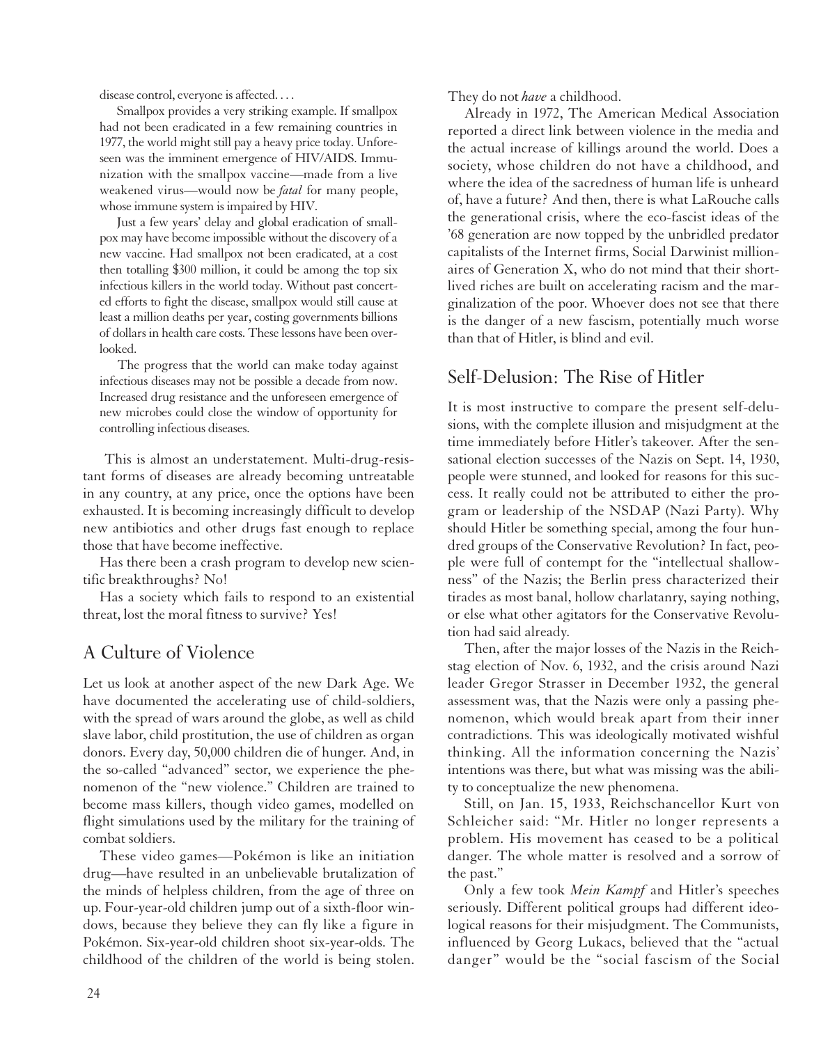> disease control, everyone is affected. . . .
>
> Smallpox provides a very striking example. If smallpox had not been eradicated in a few remaining countries in 1977, the world might still pay a heavy price today. Unforeseen was the imminent emergence of HIV/AIDS. Immunization with the smallpox vaccine—made from a live weakened virus—would now be *fatal* for many people, whose immune system is impaired by HIV.
>
> Just a few years' delay and global eradication of smallpox may have become impossible without the discovery of a new vaccine. Had smallpox not been eradicated, at a cost then totalling $300 million, it could be among the top six infectious killers in the world today. Without past concerted efforts to fight the disease, smallpox would still cause at least a million deaths per year, costing governments billions of dollars in health care costs. These lessons have been overlooked.
>
> The progress that the world can make today against infectious diseases may not be possible a decade from now. Increased drug resistance and the unforeseen emergence of new microbes could close the window of opportunity for controlling infectious diseases.

This is almost an understatement. Multi-drug-resistant forms of diseases are already becoming untreatable in any country, at any price, once the options have been exhausted. It is becoming increasingly difficult to develop new antibiotics and other drugs fast enough to replace those that have become ineffective.

Has there been a crash program to develop new scientific breakthroughs? No!

Has a society which fails to respond to an existential threat, lost the moral fitness to survive? Yes!

## A Culture of Violence

Let us look at another aspect of the new Dark Age. We have documented the accelerating use of child-soldiers, with the spread of wars around the globe, as well as child slave labor, child prostitution, the use of children as organ donors. Every day, 50,000 children die of hunger. And, in the so-called "advanced" sector, we experience the phenomenon of the "new violence." Children are trained to become mass killers, though video games, modelled on flight simulations used by the military for the training of combat soldiers.

These video games—Pokémon is like an initiation drug—have resulted in an unbelievable brutalization of the minds of helpless children, from the age of three on up. Four-year-old children jump out of a sixth-floor windows, because they believe they can fly like a figure in Pokémon. Six-year-old children shoot six-year-olds. The childhood of the children of the world is being stolen. They do not *have* a childhood.

Already in 1972, The American Medical Association reported a direct link between violence in the media and the actual increase of killings around the world. Does a society, whose children do not have a childhood, and where the idea of the sacredness of human life is unheard of, have a future? And then, there is what LaRouche calls the generational crisis, where the eco-fascist ideas of the '68 generation are now topped by the unbridled predator capitalists of the Internet firms, Social Darwinist millionaires of Generation X, who do not mind that their short-lived riches are built on accelerating racism and the marginalization of the poor. Whoever does not see that there is the danger of a new fascism, potentially much worse than that of Hitler, is blind and evil.

## Self-Delusion: The Rise of Hitler

It is most instructive to compare the present self-delusions, with the complete illusion and misjudgment at the time immediately before Hitler's takeover. After the sensational election successes of the Nazis on Sept. 14, 1930, people were stunned, and looked for reasons for this success. It really could not be attributed to either the program or leadership of the NSDAP (Nazi Party). Why should Hitler be something special, among the four hundred groups of the Conservative Revolution? In fact, people were full of contempt for the "intellectual shallowness" of the Nazis; the Berlin press characterized their tirades as most banal, hollow charlatanry, saying nothing, or else what other agitators for the Conservative Revolution had said already.

Then, after the major losses of the Nazis in the Reichstag election of Nov. 6, 1932, and the crisis around Nazi leader Gregor Strasser in December 1932, the general assessment was, that the Nazis were only a passing phenomenon, which would break apart from their inner contradictions. This was ideologically motivated wishful thinking. All the information concerning the Nazis' intentions was there, but what was missing was the ability to conceptualize the new phenomena.

Still, on Jan. 15, 1933, Reichschancellor Kurt von Schleicher said: "Mr. Hitler no longer represents a problem. His movement has ceased to be a political danger. The whole matter is resolved and a sorrow of the past."

Only a few took *Mein Kampf* and Hitler's speeches seriously. Different political groups had different ideological reasons for their misjudgment. The Communists, influenced by Georg Lukacs, believed that the "actual danger" would be the "social fascism of the Social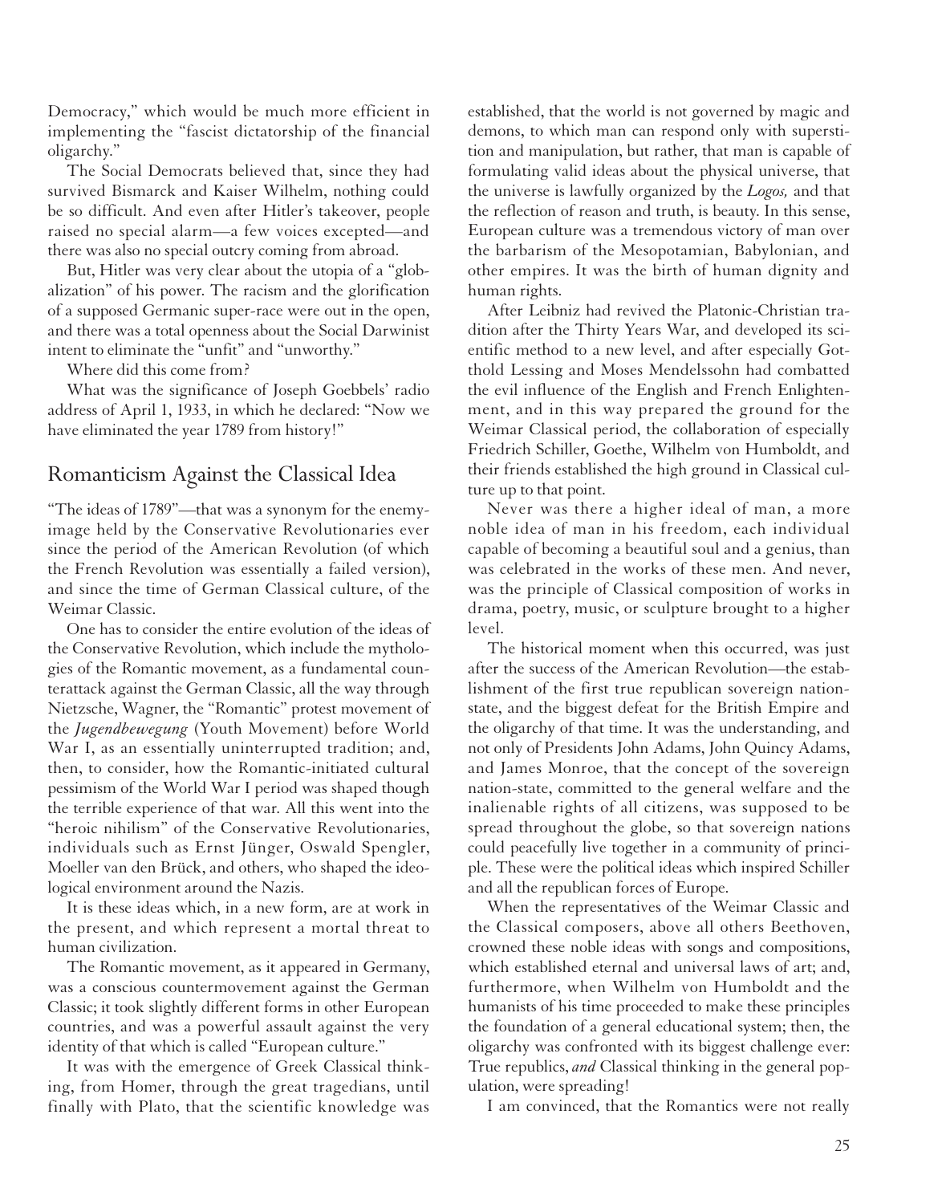Democracy," which would be much more efficient in implementing the "fascist dictatorship of the financial oligarchy."

The Social Democrats believed that, since they had survived Bismarck and Kaiser Wilhelm, nothing could be so difficult. And even after Hitler's takeover, people raised no special alarm—a few voices excepted—and there was also no special outcry coming from abroad.

But, Hitler was very clear about the utopia of a "globalization" of his power. The racism and the glorification of a supposed Germanic super-race were out in the open, and there was a total openness about the Social Darwinist intent to eliminate the "unfit" and "unworthy."

Where did this come from?

What was the significance of Joseph Goebbels' radio address of April 1, 1933, in which he declared: "Now we have eliminated the year 1789 from history!"

## Romanticism Against the Classical Idea

"The ideas of 1789"—that was a synonym for the enemy-image held by the Conservative Revolutionaries ever since the period of the American Revolution (of which the French Revolution was essentially a failed version), and since the time of German Classical culture, of the Weimar Classic.

One has to consider the entire evolution of the ideas of the Conservative Revolution, which include the mythologies of the Romantic movement, as a fundamental counterattack against the German Classic, all the way through Nietzsche, Wagner, the "Romantic" protest movement of the *Jugendbewegung* (Youth Movement) before World War I, as an essentially uninterrupted tradition; and, then, to consider, how the Romantic-initiated cultural pessimism of the World War I period was shaped though the terrible experience of that war. All this went into the "heroic nihilism" of the Conservative Revolutionaries, individuals such as Ernst Jünger, Oswald Spengler, Moeller van den Brück, and others, who shaped the ideological environment around the Nazis.

It is these ideas which, in a new form, are at work in the present, and which represent a mortal threat to human civilization.

The Romantic movement, as it appeared in Germany, was a conscious countermovement against the German Classic; it took slightly different forms in other European countries, and was a powerful assault against the very identity of that which is called "European culture."

It was with the emergence of Greek Classical thinking, from Homer, through the great tragedians, until finally with Plato, that the scientific knowledge was established, that the world is not governed by magic and demons, to which man can respond only with superstition and manipulation, but rather, that man is capable of formulating valid ideas about the physical universe, that the universe is lawfully organized by the *Logos,* and that the reflection of reason and truth, is beauty. In this sense, European culture was a tremendous victory of man over the barbarism of the Mesopotamian, Babylonian, and other empires. It was the birth of human dignity and human rights.

After Leibniz had revived the Platonic-Christian tradition after the Thirty Years War, and developed its scientific method to a new level, and after especially Gotthold Lessing and Moses Mendelssohn had combatted the evil influence of the English and French Enlightenment, and in this way prepared the ground for the Weimar Classical period, the collaboration of especially Friedrich Schiller, Goethe, Wilhelm von Humboldt, and their friends established the high ground in Classical culture up to that point.

Never was there a higher ideal of man, a more noble idea of man in his freedom, each individual capable of becoming a beautiful soul and a genius, than was celebrated in the works of these men. And never, was the principle of Classical composition of works in drama, poetry, music, or sculpture brought to a higher level.

The historical moment when this occurred, was just after the success of the American Revolution—the establishment of the first true republican sovereign nation-state, and the biggest defeat for the British Empire and the oligarchy of that time. It was the understanding, and not only of Presidents John Adams, John Quincy Adams, and James Monroe, that the concept of the sovereign nation-state, committed to the general welfare and the inalienable rights of all citizens, was supposed to be spread throughout the globe, so that sovereign nations could peacefully live together in a community of principle. These were the political ideas which inspired Schiller and all the republican forces of Europe.

When the representatives of the Weimar Classic and the Classical composers, above all others Beethoven, crowned these noble ideas with songs and compositions, which established eternal and universal laws of art; and, furthermore, when Wilhelm von Humboldt and the humanists of his time proceeded to make these principles the foundation of a general educational system; then, the oligarchy was confronted with its biggest challenge ever: True republics, *and* Classical thinking in the general population, were spreading!

I am convinced, that the Romantics were not really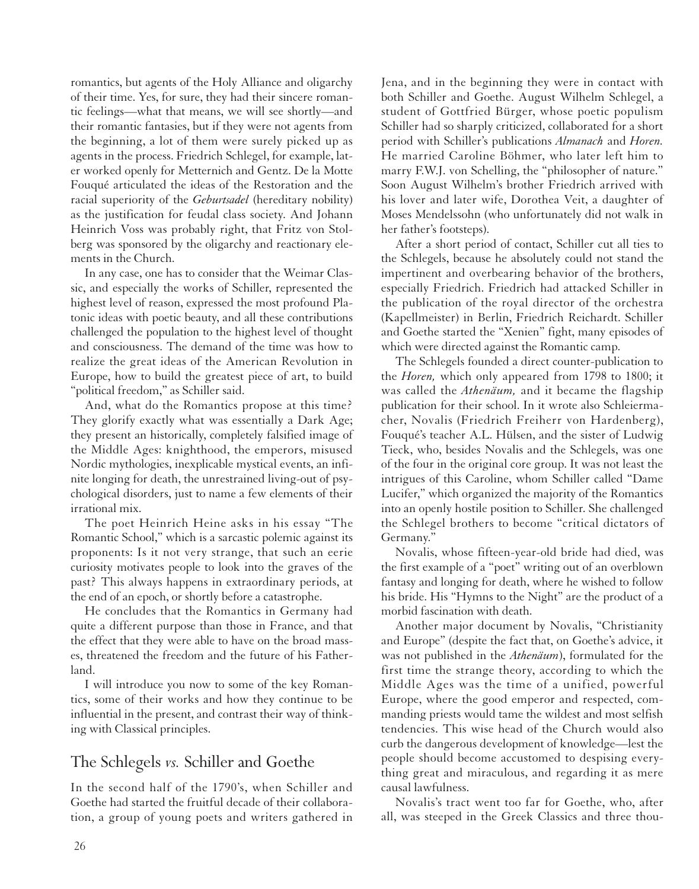romantics, but agents of the Holy Alliance and oligarchy of their time. Yes, for sure, they had their sincere romantic feelings—what that means, we will see shortly—and their romantic fantasies, but if they were not agents from the beginning, a lot of them were surely picked up as agents in the process. Friedrich Schlegel, for example, later worked openly for Metternich and Gentz. De la Motte Fouqué articulated the ideas of the Restoration and the racial superiority of the *Geburtsadel* (hereditary nobility) as the justification for feudal class society. And Johann Heinrich Voss was probably right, that Fritz von Stolberg was sponsored by the oligarchy and reactionary elements in the Church.

In any case, one has to consider that the Weimar Classic, and especially the works of Schiller, represented the highest level of reason, expressed the most profound Platonic ideas with poetic beauty, and all these contributions challenged the population to the highest level of thought and consciousness. The demand of the time was how to realize the great ideas of the American Revolution in Europe, how to build the greatest piece of art, to build "political freedom," as Schiller said.

And, what do the Romantics propose at this time? They glorify exactly what was essentially a Dark Age; they present an historically, completely falsified image of the Middle Ages: knighthood, the emperors, misused Nordic mythologies, inexplicable mystical events, an infinite longing for death, the unrestrained living-out of psychological disorders, just to name a few elements of their irrational mix.

The poet Heinrich Heine asks in his essay "The Romantic School," which is a sarcastic polemic against its proponents: Is it not very strange, that such an eerie curiosity motivates people to look into the graves of the past? This always happens in extraordinary periods, at the end of an epoch, or shortly before a catastrophe.

He concludes that the Romantics in Germany had quite a different purpose than those in France, and that the effect that they were able to have on the broad masses, threatened the freedom and the future of his Fatherland.

I will introduce you now to some of the key Romantics, some of their works and how they continue to be influential in the present, and contrast their way of thinking with Classical principles.

## The Schlegels *vs.* Schiller and Goethe

In the second half of the 1790's, when Schiller and Goethe had started the fruitful decade of their collaboration, a group of young poets and writers gathered in Jena, and in the beginning they were in contact with both Schiller and Goethe. August Wilhelm Schlegel, a student of Gottfried Bürger, whose poetic populism Schiller had so sharply criticized, collaborated for a short period with Schiller's publications *Almanach* and *Horen.* He married Caroline Böhmer, who later left him to marry F.W.J. von Schelling, the "philosopher of nature." Soon August Wilhelm's brother Friedrich arrived with his lover and later wife, Dorothea Veit, a daughter of Moses Mendelssohn (who unfortunately did not walk in her father's footsteps).

After a short period of contact, Schiller cut all ties to the Schlegels, because he absolutely could not stand the impertinent and overbearing behavior of the brothers, especially Friedrich. Friedrich had attacked Schiller in the publication of the royal director of the orchestra (Kapellmeister) in Berlin, Friedrich Reichardt. Schiller and Goethe started the "Xenien" fight, many episodes of which were directed against the Romantic camp.

The Schlegels founded a direct counter-publication to the *Horen,* which only appeared from 1798 to 1800; it was called the *Athenäum,* and it became the flagship publication for their school. In it wrote also Schleiermacher, Novalis (Friedrich Freiherr von Hardenberg), Fouqué's teacher A.L. Hülsen, and the sister of Ludwig Tieck, who, besides Novalis and the Schlegels, was one of the four in the original core group. It was not least the intrigues of this Caroline, whom Schiller called "Dame Lucifer," which organized the majority of the Romantics into an openly hostile position to Schiller. She challenged the Schlegel brothers to become "critical dictators of Germany."

Novalis, whose fifteen-year-old bride had died, was the first example of a "poet" writing out of an overblown fantasy and longing for death, where he wished to follow his bride. His "Hymns to the Night" are the product of a morbid fascination with death.

Another major document by Novalis, "Christianity and Europe" (despite the fact that, on Goethe's advice, it was not published in the *Athenäum*), formulated for the first time the strange theory, according to which the Middle Ages was the time of a unified, powerful Europe, where the good emperor and respected, commanding priests would tame the wildest and most selfish tendencies. This wise head of the Church would also curb the dangerous development of knowledge—lest the people should become accustomed to despising everything great and miraculous, and regarding it as mere causal lawfulness.

Novalis's tract went too far for Goethe, who, after all, was steeped in the Greek Classics and three thou-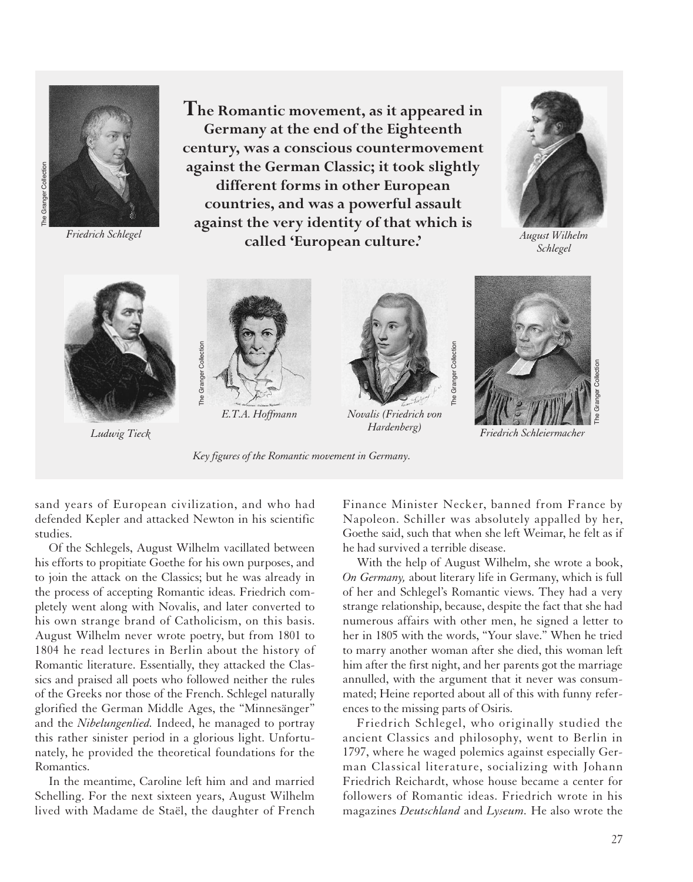Friedrich Schlegel

**The Romantic movement, as it appeared in Germany at the end of the Eighteenth century, was a conscious countermovement against the German Classic; it took slightly different forms in other European countries, and was a powerful assault against the very identity of that which is called 'European culture.'**

August Wilhelm Schlegel

Ludwig Tieck

E.T.A. Hoffmann

Novalis (Friedrich von Hardenberg)

Friedrich Schleiermacher

*Key figures of the Romantic movement in Germany.*

sand years of European civilization, and who had defended Kepler and attacked Newton in his scientific studies.

Of the Schlegels, August Wilhelm vacillated between his efforts to propitiate Goethe for his own purposes, and to join the attack on the Classics; but he was already in the process of accepting Romantic ideas. Friedrich completely went along with Novalis, and later converted to his own strange brand of Catholicism, on this basis. August Wilhelm never wrote poetry, but from 1801 to 1804 he read lectures in Berlin about the history of Romantic literature. Essentially, they attacked the Classics and praised all poets who followed neither the rules of the Greeks nor those of the French. Schlegel naturally glorified the German Middle Ages, the "Minnesänger" and the *Nibelungenlied.* Indeed, he managed to portray this rather sinister period in a glorious light. Unfortunately, he provided the theoretical foundations for the Romantics.

In the meantime, Caroline left him and and married Schelling. For the next sixteen years, August Wilhelm lived with Madame de Staël, the daughter of French Finance Minister Necker, banned from France by Napoleon. Schiller was absolutely appalled by her, Goethe said, such that when she left Weimar, he felt as if he had survived a terrible disease.

With the help of August Wilhelm, she wrote a book, *On Germany,* about literary life in Germany, which is full of her and Schlegel's Romantic views. They had a very strange relationship, because, despite the fact that she had numerous affairs with other men, he signed a letter to her in 1805 with the words, "Your slave." When he tried to marry another woman after she died, this woman left him after the first night, and her parents got the marriage annulled, with the argument that it never was consummated; Heine reported about all of this with funny references to the missing parts of Osiris.

Friedrich Schlegel, who originally studied the ancient Classics and philosophy, went to Berlin in 1797, where he waged polemics against especially German Classical literature, socializing with Johann Friedrich Reichardt, whose house became a center for followers of Romantic ideas. Friedrich wrote in his magazines *Deutschland* and *Lyseum.* He also wrote the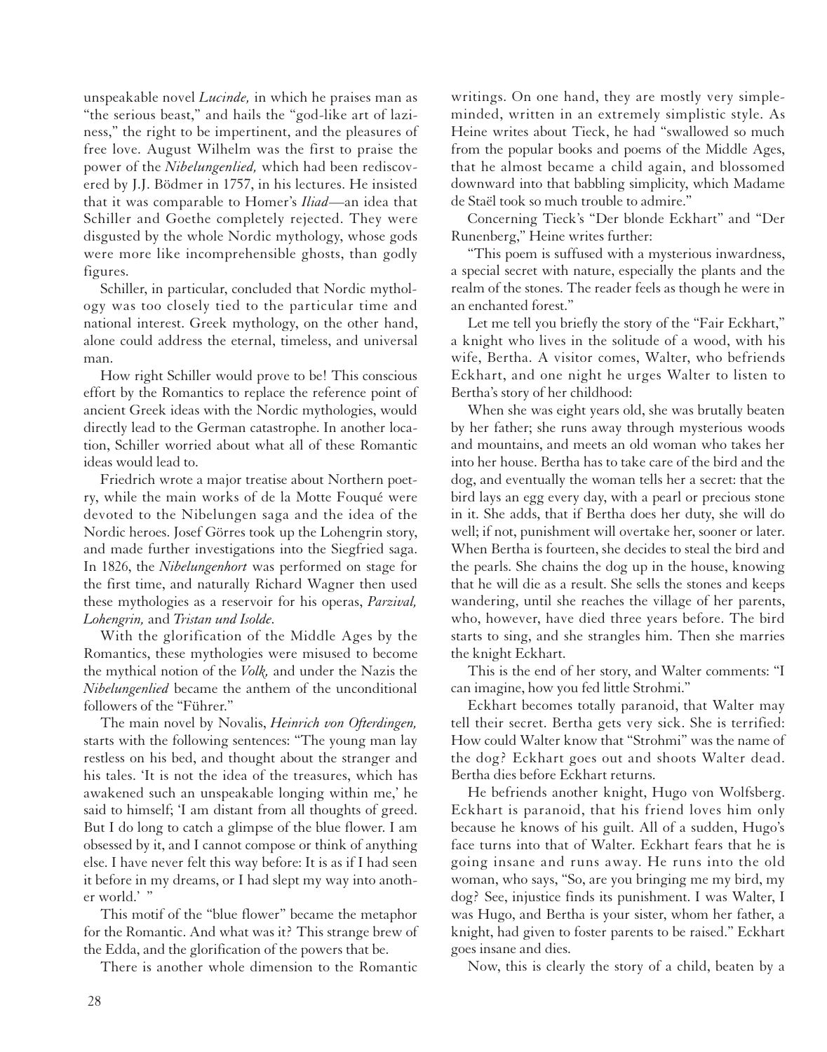unspeakable novel *Lucinde,* in which he praises man as "the serious beast," and hails the "god-like art of laziness," the right to be impertinent, and the pleasures of free love. August Wilhelm was the first to praise the power of the *Nibelungenlied,* which had been rediscovered by J.J. Bödmer in 1757, in his lectures. He insisted that it was comparable to Homer's *Iliad*—an idea that Schiller and Goethe completely rejected. They were disgusted by the whole Nordic mythology, whose gods were more like incomprehensible ghosts, than godly figures.

Schiller, in particular, concluded that Nordic mythology was too closely tied to the particular time and national interest. Greek mythology, on the other hand, alone could address the eternal, timeless, and universal man.

How right Schiller would prove to be! This conscious effort by the Romantics to replace the reference point of ancient Greek ideas with the Nordic mythologies, would directly lead to the German catastrophe. In another location, Schiller worried about what all of these Romantic ideas would lead to.

Friedrich wrote a major treatise about Northern poetry, while the main works of de la Motte Fouqué were devoted to the Nibelungen saga and the idea of the Nordic heroes. Josef Görres took up the Lohengrin story, and made further investigations into the Siegfried saga. In 1826, the *Nibelungenhort* was performed on stage for the first time, and naturally Richard Wagner then used these mythologies as a reservoir for his operas, *Parzival, Lohengrin,* and *Tristan und Isolde.*

With the glorification of the Middle Ages by the Romantics, these mythologies were misused to become the mythical notion of the *Volk,* and under the Nazis the *Nibelungenlied* became the anthem of the unconditional followers of the "Führer."

The main novel by Novalis, *Heinrich von Ofterdingen,* starts with the following sentences: "The young man lay restless on his bed, and thought about the stranger and his tales. 'It is not the idea of the treasures, which has awakened such an unspeakable longing within me,' he said to himself; 'I am distant from all thoughts of greed. But I do long to catch a glimpse of the blue flower. I am obsessed by it, and I cannot compose or think of anything else. I have never felt this way before: It is as if I had seen it before in my dreams, or I had slept my way into another world.' "

This motif of the "blue flower" became the metaphor for the Romantic. And what was it? This strange brew of the Edda, and the glorification of the powers that be.

There is another whole dimension to the Romantic writings. On one hand, they are mostly very simple-minded, written in an extremely simplistic style. As Heine writes about Tieck, he had "swallowed so much from the popular books and poems of the Middle Ages, that he almost became a child again, and blossomed downward into that babbling simplicity, which Madame de Staël took so much trouble to admire."

Concerning Tieck's "Der blonde Eckhart" and "Der Runenberg," Heine writes further:

"This poem is suffused with a mysterious inwardness, a special secret with nature, especially the plants and the realm of the stones. The reader feels as though he were in an enchanted forest."

Let me tell you briefly the story of the "Fair Eckhart," a knight who lives in the solitude of a wood, with his wife, Bertha. A visitor comes, Walter, who befriends Eckhart, and one night he urges Walter to listen to Bertha's story of her childhood:

When she was eight years old, she was brutally beaten by her father; she runs away through mysterious woods and mountains, and meets an old woman who takes her into her house. Bertha has to take care of the bird and the dog, and eventually the woman tells her a secret: that the bird lays an egg every day, with a pearl or precious stone in it. She adds, that if Bertha does her duty, she will do well; if not, punishment will overtake her, sooner or later. When Bertha is fourteen, she decides to steal the bird and the pearls. She chains the dog up in the house, knowing that he will die as a result. She sells the stones and keeps wandering, until she reaches the village of her parents, who, however, have died three years before. The bird starts to sing, and she strangles him. Then she marries the knight Eckhart.

This is the end of her story, and Walter comments: "I can imagine, how you fed little Strohmi."

Eckhart becomes totally paranoid, that Walter may tell their secret. Bertha gets very sick. She is terrified: How could Walter know that "Strohmi" was the name of the dog? Eckhart goes out and shoots Walter dead. Bertha dies before Eckhart returns.

He befriends another knight, Hugo von Wolfsberg. Eckhart is paranoid, that his friend loves him only because he knows of his guilt. All of a sudden, Hugo's face turns into that of Walter. Eckhart fears that he is going insane and runs away. He runs into the old woman, who says, "So, are you bringing me my bird, my dog? See, injustice finds its punishment. I was Walter, I was Hugo, and Bertha is your sister, whom her father, a knight, had given to foster parents to be raised." Eckhart goes insane and dies.

Now, this is clearly the story of a child, beaten by a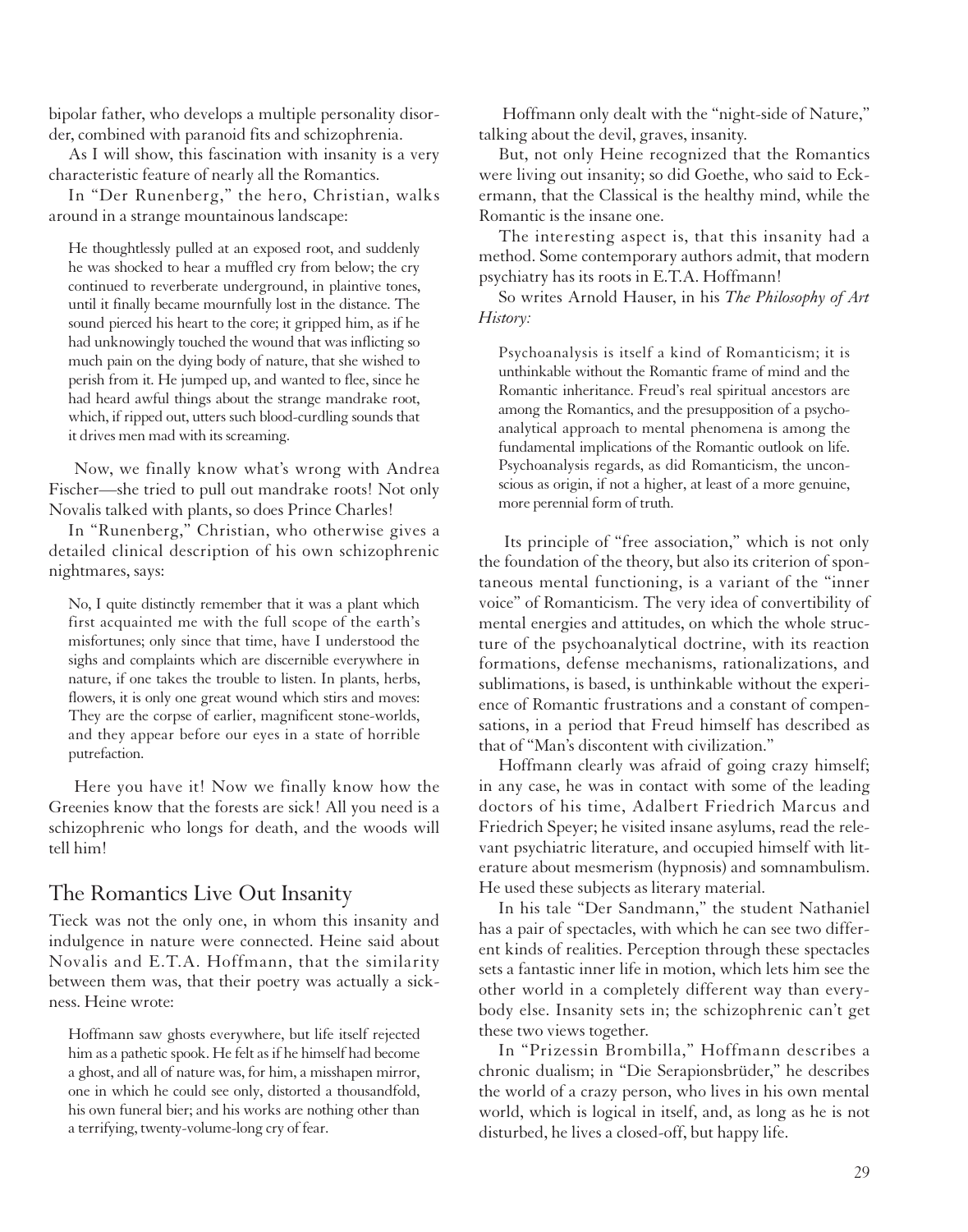bipolar father, who develops a multiple personality disorder, combined with paranoid fits and schizophrenia.

As I will show, this fascination with insanity is a very characteristic feature of nearly all the Romantics.

In "Der Runenberg," the hero, Christian, walks around in a strange mountainous landscape:

> He thoughtlessly pulled at an exposed root, and suddenly he was shocked to hear a muffled cry from below; the cry continued to reverberate underground, in plaintive tones, until it finally became mournfully lost in the distance. The sound pierced his heart to the core; it gripped him, as if he had unknowingly touched the wound that was inflicting so much pain on the dying body of nature, that she wished to perish from it. He jumped up, and wanted to flee, since he had heard awful things about the strange mandrake root, which, if ripped out, utters such blood-curdling sounds that it drives men mad with its screaming.

Now, we finally know what's wrong with Andrea Fischer—she tried to pull out mandrake roots! Not only Novalis talked with plants, so does Prince Charles!

In "Runenberg," Christian, who otherwise gives a detailed clinical description of his own schizophrenic nightmares, says:

> No, I quite distinctly remember that it was a plant which first acquainted me with the full scope of the earth's misfortunes; only since that time, have I understood the sighs and complaints which are discernible everywhere in nature, if one takes the trouble to listen. In plants, herbs, flowers, it is only one great wound which stirs and moves: They are the corpse of earlier, magnificent stone-worlds, and they appear before our eyes in a state of horrible putrefaction.

Here you have it! Now we finally know how the Greenies know that the forests are sick! All you need is a schizophrenic who longs for death, and the woods will tell him!

## The Romantics Live Out Insanity

Tieck was not the only one, in whom this insanity and indulgence in nature were connected. Heine said about Novalis and E.T.A. Hoffmann, that the similarity between them was, that their poetry was actually a sickness. Heine wrote:

> Hoffmann saw ghosts everywhere, but life itself rejected him as a pathetic spook. He felt as if he himself had become a ghost, and all of nature was, for him, a misshapen mirror, one in which he could see only, distorted a thousandfold, his own funeral bier; and his works are nothing other than a terrifying, twenty-volume-long cry of fear.

Hoffmann only dealt with the "night-side of Nature," talking about the devil, graves, insanity.

But, not only Heine recognized that the Romantics were living out insanity; so did Goethe, who said to Eckermann, that the Classical is the healthy mind, while the Romantic is the insane one.

The interesting aspect is, that this insanity had a method. Some contemporary authors admit, that modern psychiatry has its roots in E.T.A. Hoffmann!

So writes Arnold Hauser, in his *The Philosophy of Art History:*

> Psychoanalysis is itself a kind of Romanticism; it is unthinkable without the Romantic frame of mind and the Romantic inheritance. Freud's real spiritual ancestors are among the Romantics, and the presupposition of a psychoanalytical approach to mental phenomena is among the fundamental implications of the Romantic outlook on life. Psychoanalysis regards, as did Romanticism, the unconscious as origin, if not a higher, at least of a more genuine, more perennial form of truth.

Its principle of "free association," which is not only the foundation of the theory, but also its criterion of spontaneous mental functioning, is a variant of the "inner voice" of Romanticism. The very idea of convertibility of mental energies and attitudes, on which the whole structure of the psychoanalytical doctrine, with its reaction formations, defense mechanisms, rationalizations, and sublimations, is based, is unthinkable without the experience of Romantic frustrations and a constant of compensations, in a period that Freud himself has described as that of "Man's discontent with civilization."

Hoffmann clearly was afraid of going crazy himself; in any case, he was in contact with some of the leading doctors of his time, Adalbert Friedrich Marcus and Friedrich Speyer; he visited insane asylums, read the relevant psychiatric literature, and occupied himself with literature about mesmerism (hypnosis) and somnambulism. He used these subjects as literary material.

In his tale "Der Sandmann," the student Nathaniel has a pair of spectacles, with which he can see two different kinds of realities. Perception through these spectacles sets a fantastic inner life in motion, which lets him see the other world in a completely different way than everybody else. Insanity sets in; the schizophrenic can't get these two views together.

In "Prizessin Brombilla," Hoffmann describes a chronic dualism; in "Die Serapionsbrüder," he describes the world of a crazy person, who lives in his own mental world, which is logical in itself, and, as long as he is not disturbed, he lives a closed-off, but happy life.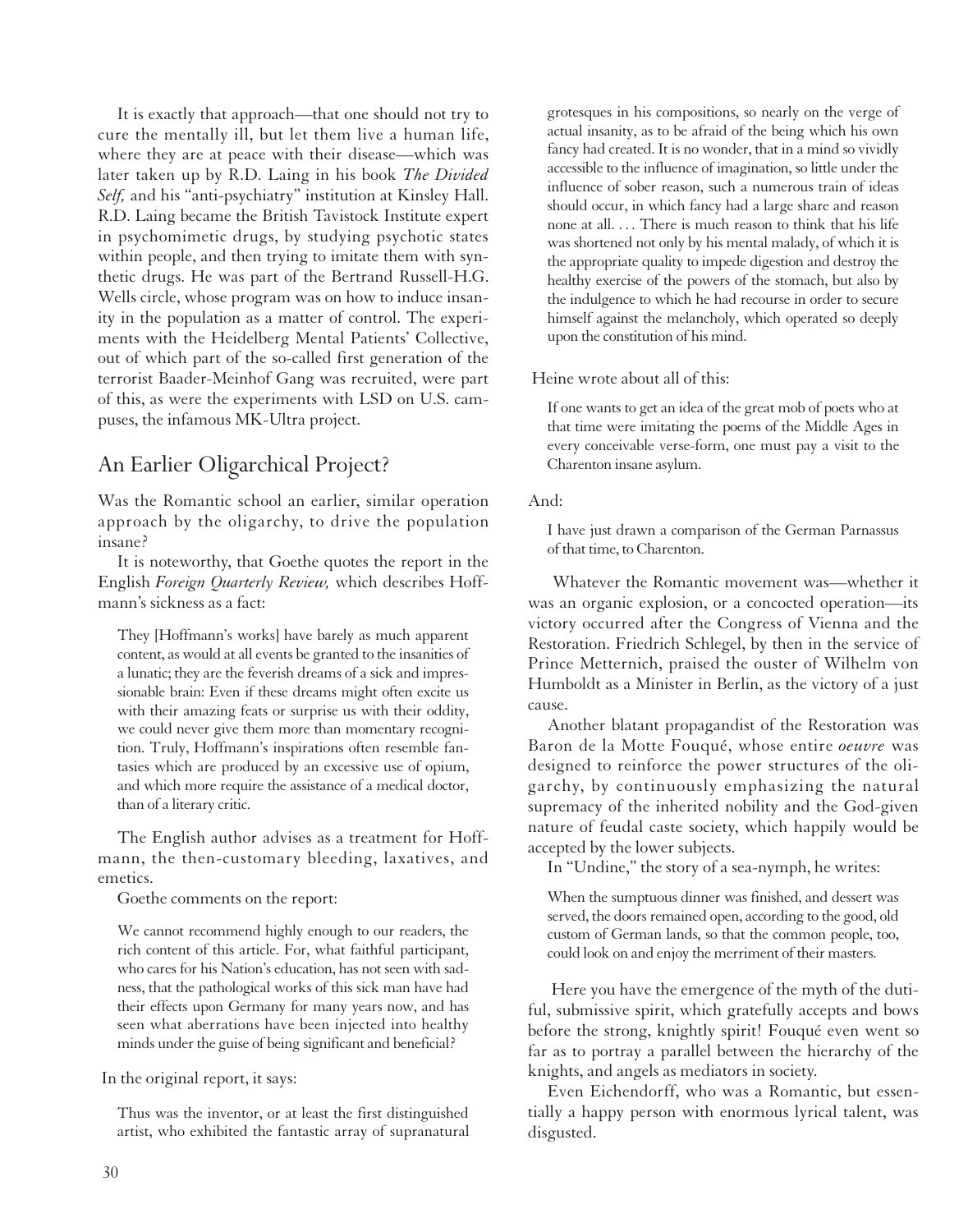It is exactly that approach—that one should not try to cure the mentally ill, but let them live a human life, where they are at peace with their disease—which was later taken up by R.D. Laing in his book *The Divided Self,* and his "anti-psychiatry" institution at Kinsley Hall. R.D. Laing became the British Tavistock Institute expert in psychomimetic drugs, by studying psychotic states within people, and then trying to imitate them with synthetic drugs. He was part of the Bertrand Russell-H.G. Wells circle, whose program was on how to induce insanity in the population as a matter of control. The experiments with the Heidelberg Mental Patients' Collective, out of which part of the so-called first generation of the terrorist Baader-Meinhof Gang was recruited, were part of this, as were the experiments with LSD on U.S. campuses, the infamous MK-Ultra project.

## An Earlier Oligarchical Project?

Was the Romantic school an earlier, similar operation approach by the oligarchy, to drive the population insane?

It is noteworthy, that Goethe quotes the report in the English *Foreign Quarterly Review,* which describes Hoffmann's sickness as a fact:

> They [Hoffmann's works] have barely as much apparent content, as would at all events be granted to the insanities of a lunatic; they are the feverish dreams of a sick and impressionable brain: Even if these dreams might often excite us with their amazing feats or surprise us with their oddity, we could never give them more than momentary recognition. Truly, Hoffmann's inspirations often resemble fantasies which are produced by an excessive use of opium, and which more require the assistance of a medical doctor, than of a literary critic.

The English author advises as a treatment for Hoffmann, the then-customary bleeding, laxatives, and emetics.

Goethe comments on the report:

> We cannot recommend highly enough to our readers, the rich content of this article. For, what faithful participant, who cares for his Nation's education, has not seen with sadness, that the pathological works of this sick man have had their effects upon Germany for many years now, and has seen what aberrations have been injected into healthy minds under the guise of being significant and beneficial?

In the original report, it says:

> Thus was the inventor, or at least the first distinguished artist, who exhibited the fantastic array of supranatural grotesques in his compositions, so nearly on the verge of actual insanity, as to be afraid of the being which his own fancy had created. It is no wonder, that in a mind so vividly accessible to the influence of imagination, so little under the influence of sober reason, such a numerous train of ideas should occur, in which fancy had a large share and reason none at all. . . . There is much reason to think that his life was shortened not only by his mental malady, of which it is the appropriate quality to impede digestion and destroy the healthy exercise of the powers of the stomach, but also by the indulgence to which he had recourse in order to secure himself against the melancholy, which operated so deeply upon the constitution of his mind.

Heine wrote about all of this:

> If one wants to get an idea of the great mob of poets who at that time were imitating the poems of the Middle Ages in every conceivable verse-form, one must pay a visit to the Charenton insane asylum.

And:

> I have just drawn a comparison of the German Parnassus of that time, to Charenton.

Whatever the Romantic movement was—whether it was an organic explosion, or a concocted operation—its victory occurred after the Congress of Vienna and the Restoration. Friedrich Schlegel, by then in the service of Prince Metternich, praised the ouster of Wilhelm von Humboldt as a Minister in Berlin, as the victory of a just cause.

Another blatant propagandist of the Restoration was Baron de la Motte Fouqué, whose entire *oeuvre* was designed to reinforce the power structures of the oligarchy, by continuously emphasizing the natural supremacy of the inherited nobility and the God-given nature of feudal caste society, which happily would be accepted by the lower subjects.

In "Undine," the story of a sea-nymph, he writes:

> When the sumptuous dinner was finished, and dessert was served, the doors remained open, according to the good, old custom of German lands, so that the common people, too, could look on and enjoy the merriment of their masters.

Here you have the emergence of the myth of the dutiful, submissive spirit, which gratefully accepts and bows before the strong, knightly spirit! Fouqué even went so far as to portray a parallel between the hierarchy of the knights, and angels as mediators in society.

Even Eichendorff, who was a Romantic, but essentially a happy person with enormous lyrical talent, was disgusted.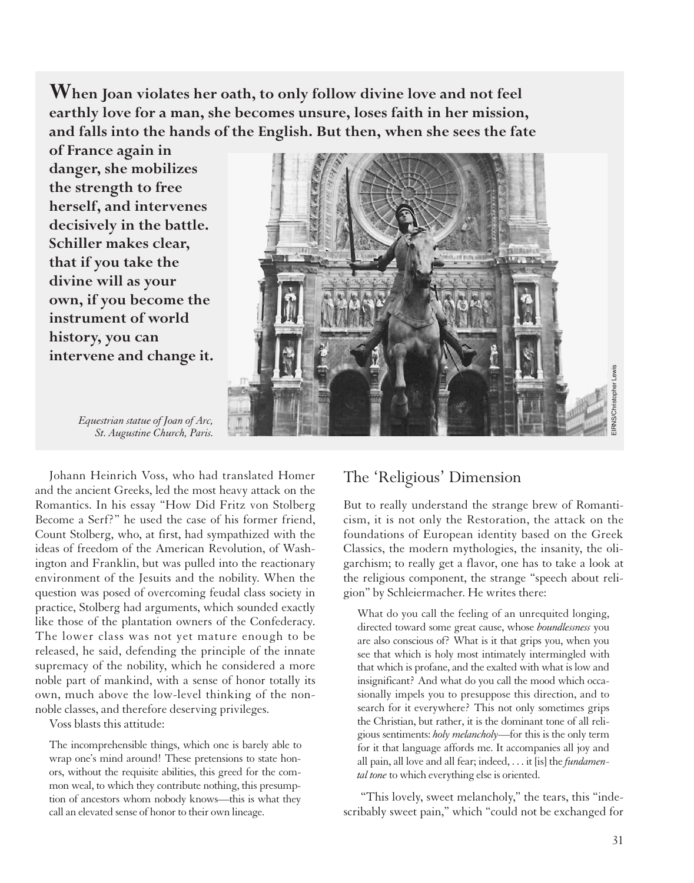**When Joan violates her oath, to only follow divine love and not feel earthly love for a man, she becomes unsure, loses faith in her mission, and falls into the hands of the English. But then, when she sees the fate of France again in danger, she mobilizes the strength to free herself, and intervenes decisively in the battle. Schiller makes clear, that if you take the divine will as your own, if you become the instrument of world history, you can intervene and change it.**

*Equestrian statue of Joan of Arc, St. Augustine Church, Paris.*

EIRNS/Christopher Lewis

Johann Heinrich Voss, who had translated Homer and the ancient Greeks, led the most heavy attack on the Romantics. In his essay "How Did Fritz von Stolberg Become a Serf?" he used the case of his former friend, Count Stolberg, who, at first, had sympathized with the ideas of freedom of the American Revolution, of Washington and Franklin, but was pulled into the reactionary environment of the Jesuits and the nobility. When the question was posed of overcoming feudal class society in practice, Stolberg had arguments, which sounded exactly like those of the plantation owners of the Confederacy. The lower class was not yet mature enough to be released, he said, defending the principle of the innate supremacy of the nobility, which he considered a more noble part of mankind, with a sense of honor totally its own, much above the low-level thinking of the non-noble classes, and therefore deserving privileges.

Voss blasts this attitude:

> The incomprehensible things, which one is barely able to wrap one's mind around! These pretensions to state honors, without the requisite abilities, this greed for the common weal, to which they contribute nothing, this presumption of ancestors whom nobody knows—this is what they call an elevated sense of honor to their own lineage.

## The 'Religious' Dimension

But to really understand the strange brew of Romanticism, it is not only the Restoration, the attack on the foundations of European identity based on the Greek Classics, the modern mythologies, the insanity, the oligarchism; to really get a flavor, one has to take a look at the religious component, the strange "speech about religion" by Schleiermacher. He writes there:

> What do you call the feeling of an unrequited longing, directed toward some great cause, whose *boundlessness* you are also conscious of? What is it that grips you, when you see that which is holy most intimately intermingled with that which is profane, and the exalted with what is low and insignificant? And what do you call the mood which occasionally impels you to presuppose this direction, and to search for it everywhere? This not only sometimes grips the Christian, but rather, it is the dominant tone of all religious sentiments: *holy melancholy*—for this is the only term for it that language affords me. It accompanies all joy and all pain, all love and all fear; indeed, . . . it [is] the *fundamental tone* to which everything else is oriented.

"This lovely, sweet melancholy," the tears, this "indescribably sweet pain," which "could not be exchanged for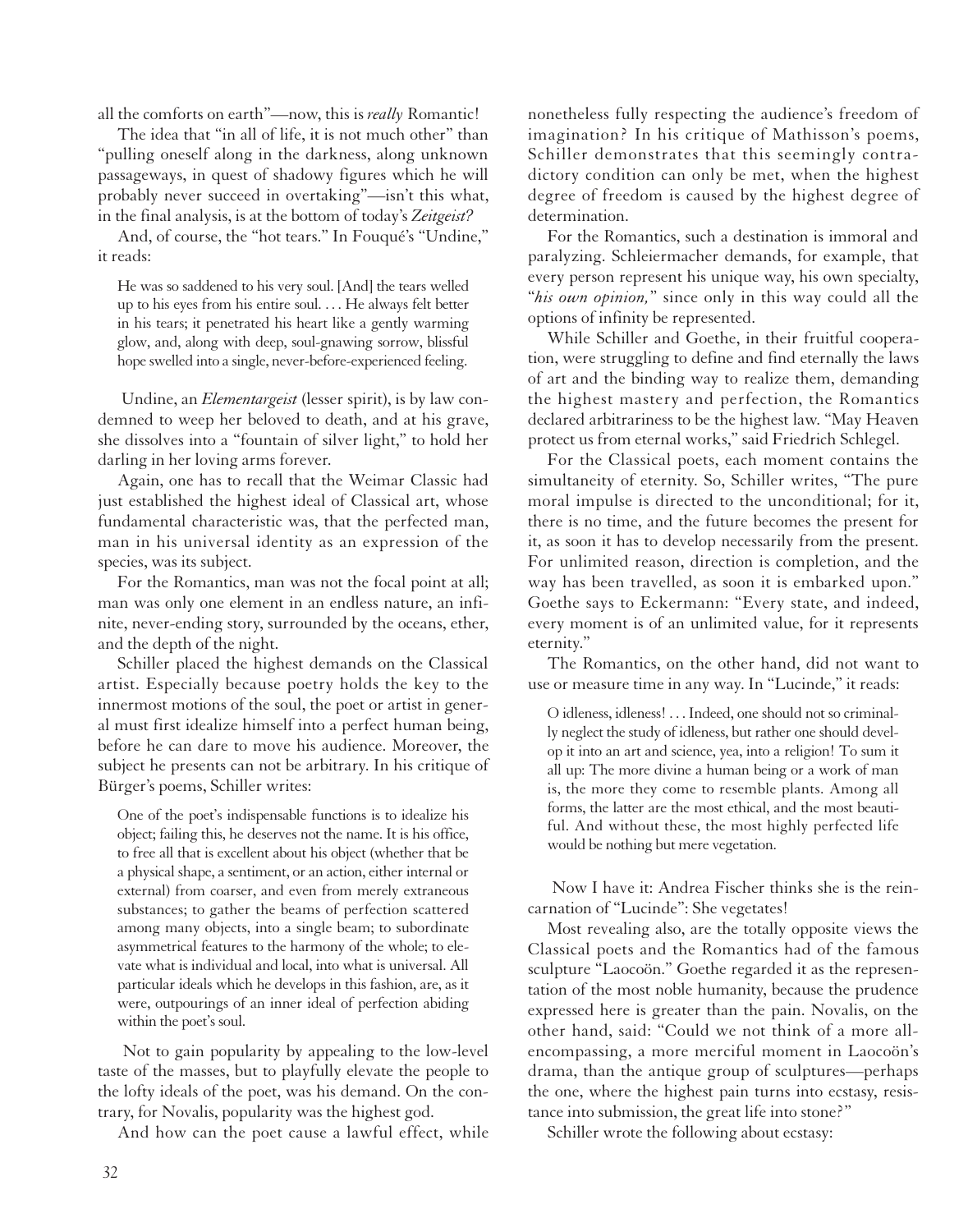all the comforts on earth"—now, this is *really* Romantic!

The idea that "in all of life, it is not much other" than "pulling oneself along in the darkness, along unknown passageways, in quest of shadowy figures which he will probably never succeed in overtaking"—isn't this what, in the final analysis, is at the bottom of today's *Zeitgeist?*

And, of course, the "hot tears." In Fouqué's "Undine," it reads:

> He was so saddened to his very soul. [And] the tears welled up to his eyes from his entire soul. . . . He always felt better in his tears; it penetrated his heart like a gently warming glow, and, along with deep, soul-gnawing sorrow, blissful hope swelled into a single, never-before-experienced feeling.

Undine, an *Elementargeist* (lesser spirit), is by law condemned to weep her beloved to death, and at his grave, she dissolves into a "fountain of silver light," to hold her darling in her loving arms forever.

Again, one has to recall that the Weimar Classic had just established the highest ideal of Classical art, whose fundamental characteristic was, that the perfected man, man in his universal identity as an expression of the species, was its subject.

For the Romantics, man was not the focal point at all; man was only one element in an endless nature, an infinite, never-ending story, surrounded by the oceans, ether, and the depth of the night.

Schiller placed the highest demands on the Classical artist. Especially because poetry holds the key to the innermost motions of the soul, the poet or artist in general must first idealize himself into a perfect human being, before he can dare to move his audience. Moreover, the subject he presents can not be arbitrary. In his critique of Bürger's poems, Schiller writes:

> One of the poet's indispensable functions is to idealize his object; failing this, he deserves not the name. It is his office, to free all that is excellent about his object (whether that be a physical shape, a sentiment, or an action, either internal or external) from coarser, and even from merely extraneous substances; to gather the beams of perfection scattered among many objects, into a single beam; to subordinate asymmetrical features to the harmony of the whole; to elevate what is individual and local, into what is universal. All particular ideals which he develops in this fashion, are, as it were, outpourings of an inner ideal of perfection abiding within the poet's soul.

Not to gain popularity by appealing to the low-level taste of the masses, but to playfully elevate the people to the lofty ideals of the poet, was his demand. On the contrary, for Novalis, popularity was the highest god.

And how can the poet cause a lawful effect, while nonetheless fully respecting the audience's freedom of imagination? In his critique of Mathisson's poems, Schiller demonstrates that this seemingly contradictory condition can only be met, when the highest degree of freedom is caused by the highest degree of determination.

For the Romantics, such a destination is immoral and paralyzing. Schleiermacher demands, for example, that every person represent his unique way, his own specialty, "*his own opinion,*" since only in this way could all the options of infinity be represented.

While Schiller and Goethe, in their fruitful cooperation, were struggling to define and find eternally the laws of art and the binding way to realize them, demanding the highest mastery and perfection, the Romantics declared arbitrariness to be the highest law. "May Heaven protect us from eternal works," said Friedrich Schlegel.

For the Classical poets, each moment contains the simultaneity of eternity. So, Schiller writes, "The pure moral impulse is directed to the unconditional; for it, there is no time, and the future becomes the present for it, as soon it has to develop necessarily from the present. For unlimited reason, direction is completion, and the way has been travelled, as soon it is embarked upon." Goethe says to Eckermann: "Every state, and indeed, every moment is of an unlimited value, for it represents eternity."

The Romantics, on the other hand, did not want to use or measure time in any way. In "Lucinde," it reads:

> O idleness, idleness! . . . Indeed, one should not so criminally neglect the study of idleness, but rather one should develop it into an art and science, yea, into a religion! To sum it all up: The more divine a human being or a work of man is, the more they come to resemble plants. Among all forms, the latter are the most ethical, and the most beautiful. And without these, the most highly perfected life would be nothing but mere vegetation.

Now I have it: Andrea Fischer thinks she is the reincarnation of "Lucinde": She vegetates!

Most revealing also, are the totally opposite views the Classical poets and the Romantics had of the famous sculpture "Laocoön." Goethe regarded it as the representation of the most noble humanity, because the prudence expressed here is greater than the pain. Novalis, on the other hand, said: "Could we not think of a more all-encompassing, a more merciful moment in Laocoön's drama, than the antique group of sculptures—perhaps the one, where the highest pain turns into ecstasy, resistance into submission, the great life into stone?"

Schiller wrote the following about ecstasy: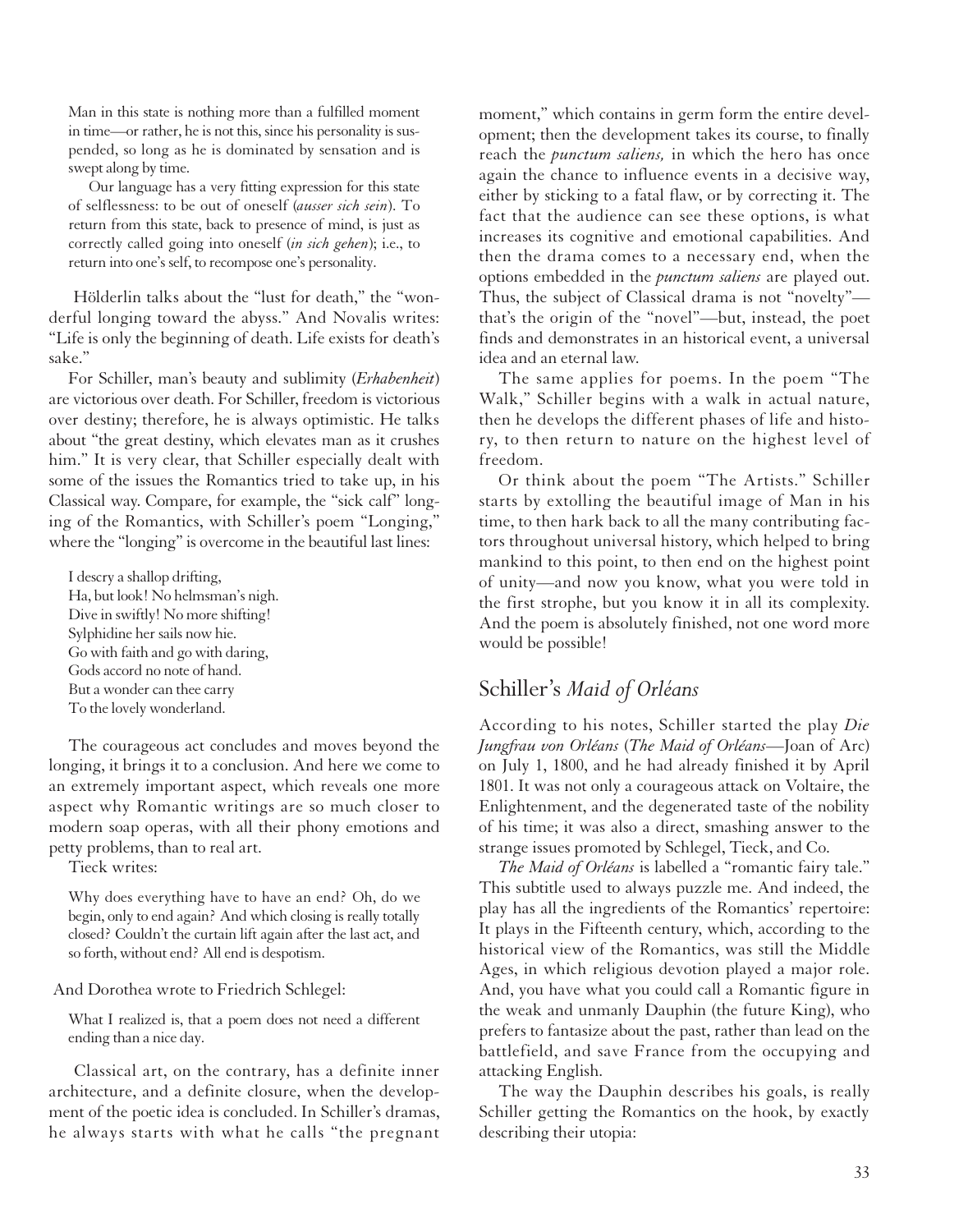> Man in this state is nothing more than a fulfilled moment in time—or rather, he is not this, since his personality is suspended, so long as he is dominated by sensation and is swept along by time.
>
> Our language has a very fitting expression for this state of selflessness: to be out of oneself (*ausser sich sein*). To return from this state, back to presence of mind, is just as correctly called going into oneself (*in sich gehen*); i.e., to return into one's self, to recompose one's personality.

Hölderlin talks about the "lust for death," the "wonderful longing toward the abyss." And Novalis writes: "Life is only the beginning of death. Life exists for death's sake."

For Schiller, man's beauty and sublimity (*Erhabenheit*) are victorious over death. For Schiller, freedom is victorious over destiny; therefore, he is always optimistic. He talks about "the great destiny, which elevates man as it crushes him." It is very clear, that Schiller especially dealt with some of the issues the Romantics tried to take up, in his Classical way. Compare, for example, the "sick calf" longing of the Romantics, with Schiller's poem "Longing," where the "longing" is overcome in the beautiful last lines:

> I descry a shallop drifting,
> Ha, but look! No helmsman's nigh.
> Dive in swiftly! No more shifting!
> Sylphidine her sails now hie.
> Go with faith and go with daring,
> Gods accord no note of hand.
> But a wonder can thee carry
> To the lovely wonderland.

The courageous act concludes and moves beyond the longing, it brings it to a conclusion. And here we come to an extremely important aspect, which reveals one more aspect why Romantic writings are so much closer to modern soap operas, with all their phony emotions and petty problems, than to real art.

Tieck writes:

> Why does everything have to have an end? Oh, do we begin, only to end again? And which closing is really totally closed? Couldn't the curtain lift again after the last act, and so forth, without end? All end is despotism.

And Dorothea wrote to Friedrich Schlegel:

> What I realized is, that a poem does not need a different ending than a nice day.

Classical art, on the contrary, has a definite inner architecture, and a definite closure, when the development of the poetic idea is concluded. In Schiller's dramas, he always starts with what he calls "the pregnant moment," which contains in germ form the entire development; then the development takes its course, to finally reach the *punctum saliens,* in which the hero has once again the chance to influence events in a decisive way, either by sticking to a fatal flaw, or by correcting it. The fact that the audience can see these options, is what increases its cognitive and emotional capabilities. And then the drama comes to a necessary end, when the options embedded in the *punctum saliens* are played out. Thus, the subject of Classical drama is not "novelty"—that's the origin of the "novel"—but, instead, the poet finds and demonstrates in an historical event, a universal idea and an eternal law.

The same applies for poems. In the poem "The Walk," Schiller begins with a walk in actual nature, then he develops the different phases of life and history, to then return to nature on the highest level of freedom.

Or think about the poem "The Artists." Schiller starts by extolling the beautiful image of Man in his time, to then hark back to all the many contributing factors throughout universal history, which helped to bring mankind to this point, to then end on the highest point of unity—and now you know, what you were told in the first strophe, but you know it in all its complexity. And the poem is absolutely finished, not one word more would be possible!

## Schiller's *Maid of Orléans*

According to his notes, Schiller started the play *Die Jungfrau von Orléans* (*The Maid of Orléans*—Joan of Arc) on July 1, 1800, and he had already finished it by April 1801. It was not only a courageous attack on Voltaire, the Enlightenment, and the degenerated taste of the nobility of his time; it was also a direct, smashing answer to the strange issues promoted by Schlegel, Tieck, and Co.

*The Maid of Orléans* is labelled a "romantic fairy tale." This subtitle used to always puzzle me. And indeed, the play has all the ingredients of the Romantics' repertoire: It plays in the Fifteenth century, which, according to the historical view of the Romantics, was still the Middle Ages, in which religious devotion played a major role. And, you have what you could call a Romantic figure in the weak and unmanly Dauphin (the future King), who prefers to fantasize about the past, rather than lead on the battlefield, and save France from the occupying and attacking English.

The way the Dauphin describes his goals, is really Schiller getting the Romantics on the hook, by exactly describing their utopia: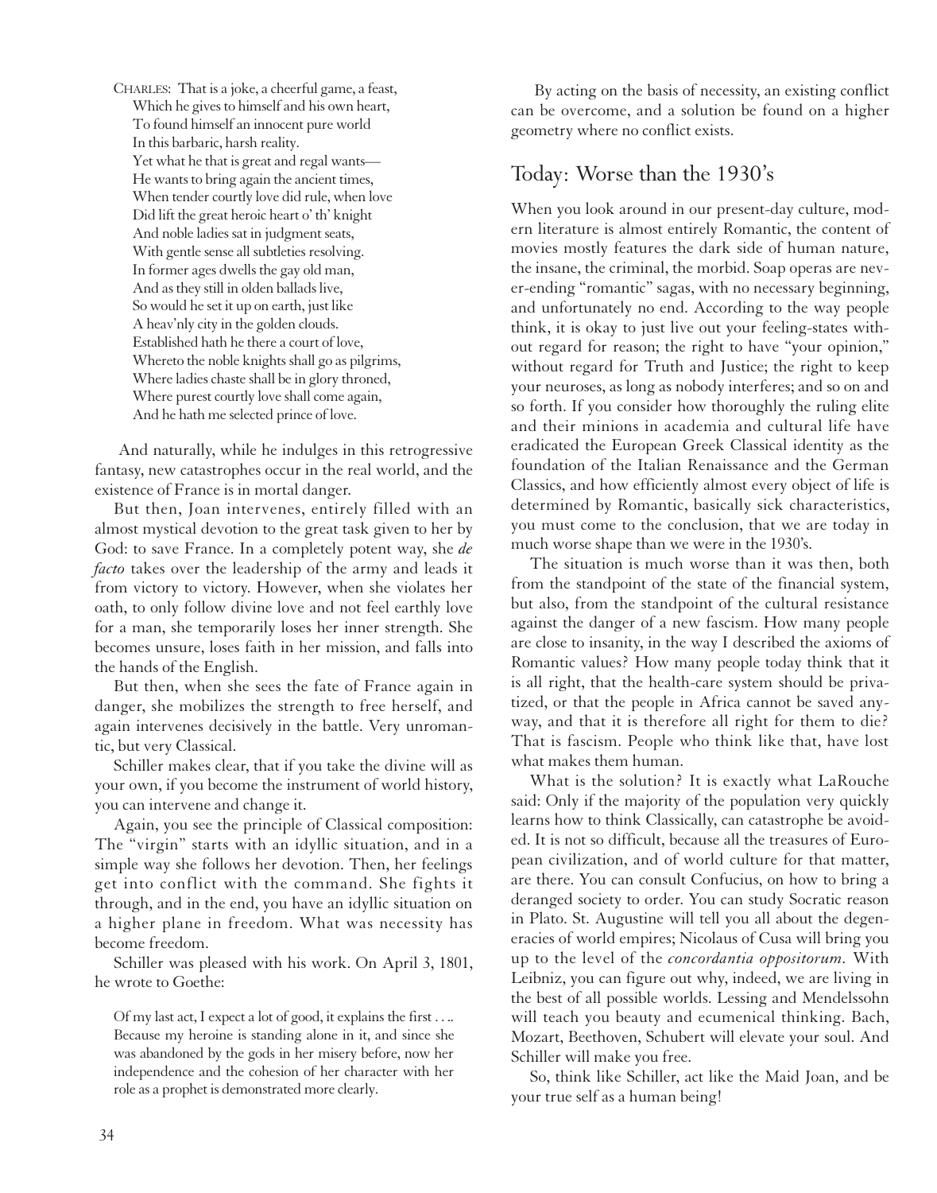CHARLES: That is a joke, a cheerful game, a feast,
Which he gives to himself and his own heart,
To found himself an innocent pure world
In this barbaric, harsh reality.
Yet what he that is great and regal wants—
He wants to bring again the ancient times,
When tender courtly love did rule, when love
Did lift the great heroic heart o' th' knight
And noble ladies sat in judgment seats,
With gentle sense all subtleties resolving.
In former ages dwells the gay old man,
And as they still in olden ballads live,
So would he set it up on earth, just like
A heav'nly city in the golden clouds.
Established hath he there a court of love,
Whereto the noble knights shall go as pilgrims,
Where ladies chaste shall be in glory throned,
Where purest courtly love shall come again,
And he hath me selected prince of love.

And naturally, while he indulges in this retrogressive fantasy, new catastrophes occur in the real world, and the existence of France is in mortal danger.

But then, Joan intervenes, entirely filled with an almost mystical devotion to the great task given to her by God: to save France. In a completely potent way, she *de facto* takes over the leadership of the army and leads it from victory to victory. However, when she violates her oath, to only follow divine love and not feel earthly love for a man, she temporarily loses her inner strength. She becomes unsure, loses faith in her mission, and falls into the hands of the English.

But then, when she sees the fate of France again in danger, she mobilizes the strength to free herself, and again intervenes decisively in the battle. Very unromantic, but very Classical.

Schiller makes clear, that if you take the divine will as your own, if you become the instrument of world history, you can intervene and change it.

Again, you see the principle of Classical composition: The "virgin" starts with an idyllic situation, and in a simple way she follows her devotion. Then, her feelings get into conflict with the command. She fights it through, and in the end, you have an idyllic situation on a higher plane in freedom. What was necessity has become freedom.

Schiller was pleased with his work. On April 3, 1801, he wrote to Goethe:

> Of my last act, I expect a lot of good, it explains the first . . .. Because my heroine is standing alone in it, and since she was abandoned by the gods in her misery before, now her independence and the cohesion of her character with her role as a prophet is demonstrated more clearly.

By acting on the basis of necessity, an existing conflict can be overcome, and a solution be found on a higher geometry where no conflict exists.

## Today: Worse than the 1930's

When you look around in our present-day culture, modern literature is almost entirely Romantic, the content of movies mostly features the dark side of human nature, the insane, the criminal, the morbid. Soap operas are never-ending "romantic" sagas, with no necessary beginning, and unfortunately no end. According to the way people think, it is okay to just live out your feeling-states without regard for reason; the right to have "your opinion," without regard for Truth and Justice; the right to keep your neuroses, as long as nobody interferes; and so on and so forth. If you consider how thoroughly the ruling elite and their minions in academia and cultural life have eradicated the European Greek Classical identity as the foundation of the Italian Renaissance and the German Classics, and how efficiently almost every object of life is determined by Romantic, basically sick characteristics, you must come to the conclusion, that we are today in much worse shape than we were in the 1930's.

The situation is much worse than it was then, both from the standpoint of the state of the financial system, but also, from the standpoint of the cultural resistance against the danger of a new fascism. How many people are close to insanity, in the way I described the axioms of Romantic values? How many people today think that it is all right, that the health-care system should be privatized, or that the people in Africa cannot be saved anyway, and that it is therefore all right for them to die? That is fascism. People who think like that, have lost what makes them human.

What is the solution? It is exactly what LaRouche said: Only if the majority of the population very quickly learns how to think Classically, can catastrophe be avoided. It is not so difficult, because all the treasures of European civilization, and of world culture for that matter, are there. You can consult Confucius, on how to bring a deranged society to order. You can study Socratic reason in Plato. St. Augustine will tell you all about the degeneracies of world empires; Nicolaus of Cusa will bring you up to the level of the *concordantia oppositorum.* With Leibniz, you can figure out why, indeed, we are living in the best of all possible worlds. Lessing and Mendelssohn will teach you beauty and ecumenical thinking. Bach, Mozart, Beethoven, Schubert will elevate your soul. And Schiller will make you free.

So, think like Schiller, act like the Maid Joan, and be your true self as a human being!